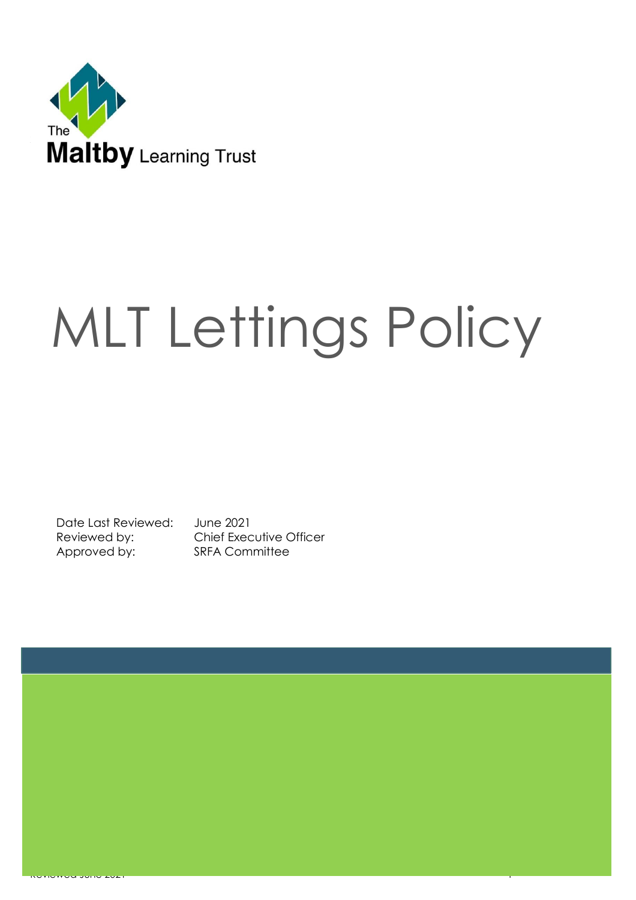The Maltby Learning Trust

# MLT Lettings Policy

Date Last Reviewed: June 2021
Reviewed by: Chief Executive Officer
Approved by: SRFA Committee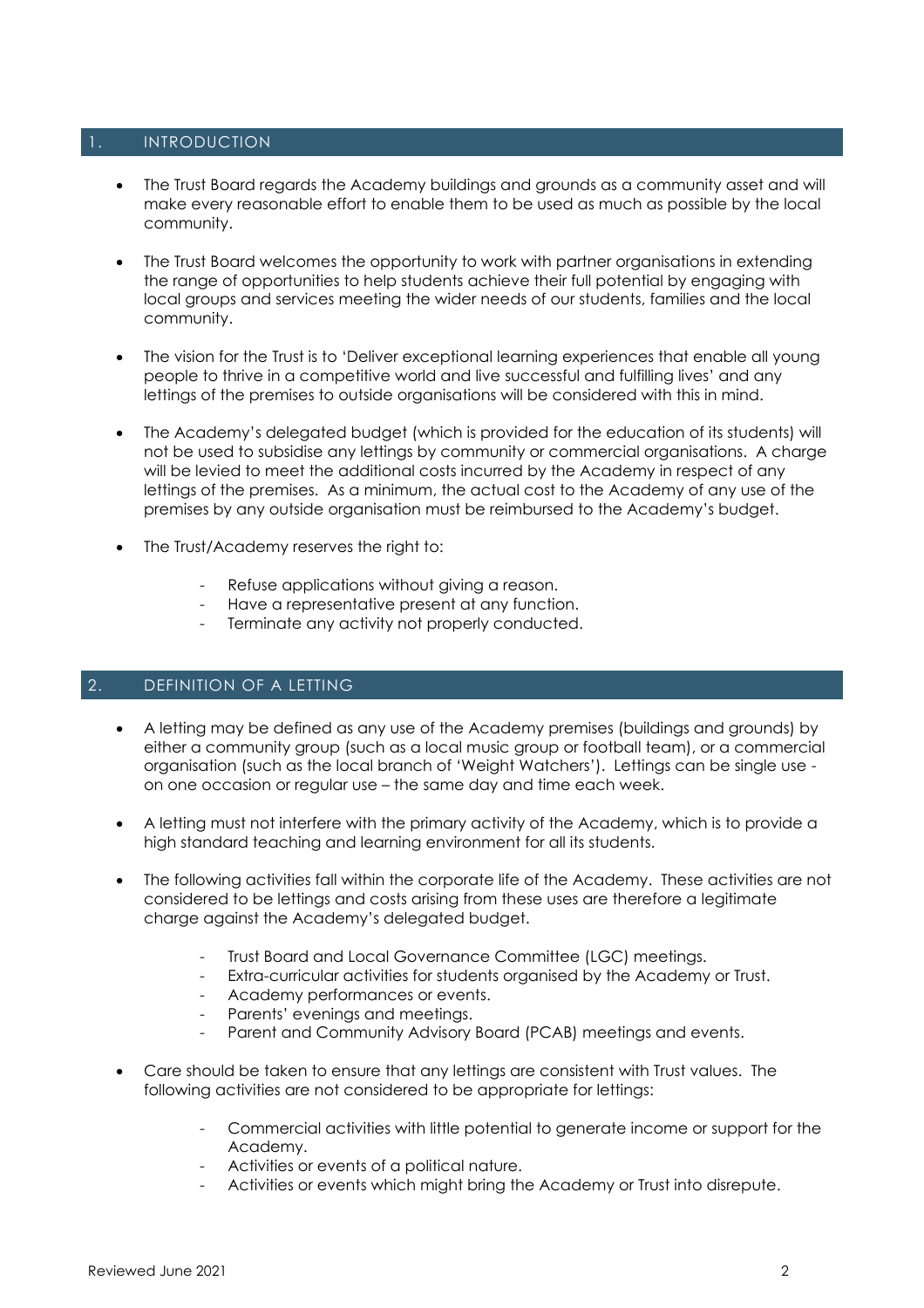## 1. INTRODUCTION

- The Trust Board regards the Academy buildings and grounds as a community asset and will make every reasonable effort to enable them to be used as much as possible by the local community.
- The Trust Board welcomes the opportunity to work with partner organisations in extending the range of opportunities to help students achieve their full potential by engaging with local groups and services meeting the wider needs of our students, families and the local community.
- The vision for the Trust is to 'Deliver exceptional learning experiences that enable all young people to thrive in a competitive world and live successful and fulfilling lives' and any lettings of the premises to outside organisations will be considered with this in mind.
- The Academy's delegated budget (which is provided for the education of its students) will not be used to subsidise any lettings by community or commercial organisations. A charge will be levied to meet the additional costs incurred by the Academy in respect of any lettings of the premises. As a minimum, the actual cost to the Academy of any use of the premises by any outside organisation must be reimbursed to the Academy's budget.
- The Trust/Academy reserves the right to:
  - Refuse applications without giving a reason.
  - Have a representative present at any function.
  - Terminate any activity not properly conducted.

## 2. DEFINITION OF A LETTING

- A letting may be defined as any use of the Academy premises (buildings and grounds) by either a community group (such as a local music group or football team), or a commercial organisation (such as the local branch of 'Weight Watchers'). Lettings can be single use - on one occasion or regular use – the same day and time each week.
- A letting must not interfere with the primary activity of the Academy, which is to provide a high standard teaching and learning environment for all its students.
- The following activities fall within the corporate life of the Academy. These activities are not considered to be lettings and costs arising from these uses are therefore a legitimate charge against the Academy's delegated budget.
  - Trust Board and Local Governance Committee (LGC) meetings.
  - Extra-curricular activities for students organised by the Academy or Trust.
  - Academy performances or events.
  - Parents' evenings and meetings.
  - Parent and Community Advisory Board (PCAB) meetings and events.
- Care should be taken to ensure that any lettings are consistent with Trust values. The following activities are not considered to be appropriate for lettings:
  - Commercial activities with little potential to generate income or support for the Academy.
  - Activities or events of a political nature.
  - Activities or events which might bring the Academy or Trust into disrepute.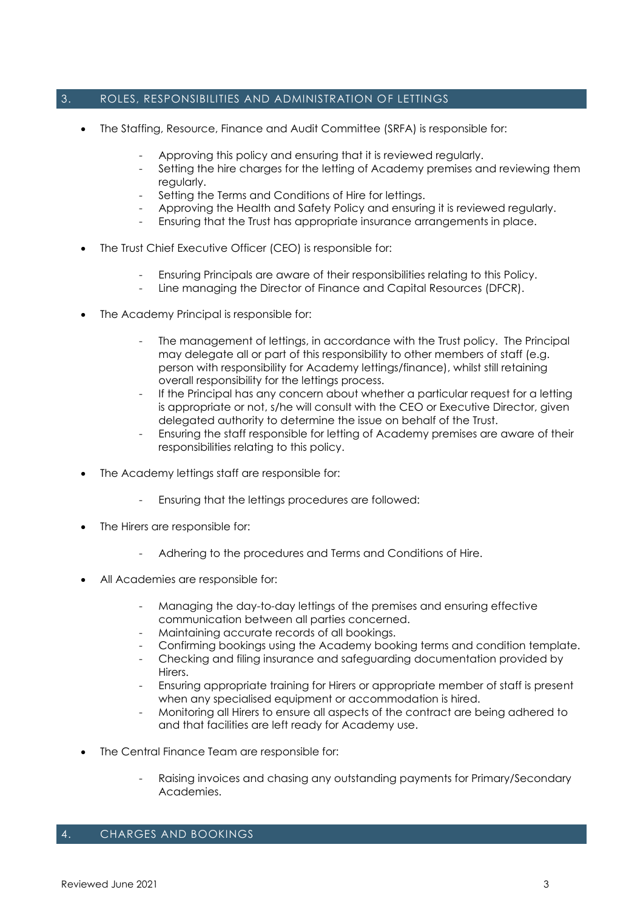## 3. ROLES, RESPONSIBILITIES AND ADMINISTRATION OF LETTINGS

- The Staffing, Resource, Finance and Audit Committee (SRFA) is responsible for:
  - Approving this policy and ensuring that it is reviewed regularly.
  - Setting the hire charges for the letting of Academy premises and reviewing them regularly.
  - Setting the Terms and Conditions of Hire for lettings.
  - Approving the Health and Safety Policy and ensuring it is reviewed regularly.
  - Ensuring that the Trust has appropriate insurance arrangements in place.
- The Trust Chief Executive Officer (CEO) is responsible for:
  - Ensuring Principals are aware of their responsibilities relating to this Policy.
  - Line managing the Director of Finance and Capital Resources (DFCR).
- The Academy Principal is responsible for:
  - The management of lettings, in accordance with the Trust policy. The Principal may delegate all or part of this responsibility to other members of staff (e.g. person with responsibility for Academy lettings/finance), whilst still retaining overall responsibility for the lettings process.
  - If the Principal has any concern about whether a particular request for a letting is appropriate or not, s/he will consult with the CEO or Executive Director, given delegated authority to determine the issue on behalf of the Trust.
  - Ensuring the staff responsible for letting of Academy premises are aware of their responsibilities relating to this policy.
- The Academy lettings staff are responsible for:
  - Ensuring that the lettings procedures are followed:
- The Hirers are responsible for:
  - Adhering to the procedures and Terms and Conditions of Hire.
- All Academies are responsible for:
  - Managing the day-to-day lettings of the premises and ensuring effective communication between all parties concerned.
  - Maintaining accurate records of all bookings.
  - Confirming bookings using the Academy booking terms and condition template.
  - Checking and filing insurance and safeguarding documentation provided by Hirers.
  - Ensuring appropriate training for Hirers or appropriate member of staff is present when any specialised equipment or accommodation is hired.
  - Monitoring all Hirers to ensure all aspects of the contract are being adhered to and that facilities are left ready for Academy use.
- The Central Finance Team are responsible for:
  - Raising invoices and chasing any outstanding payments for Primary/Secondary Academies.

## 4. CHARGES AND BOOKINGS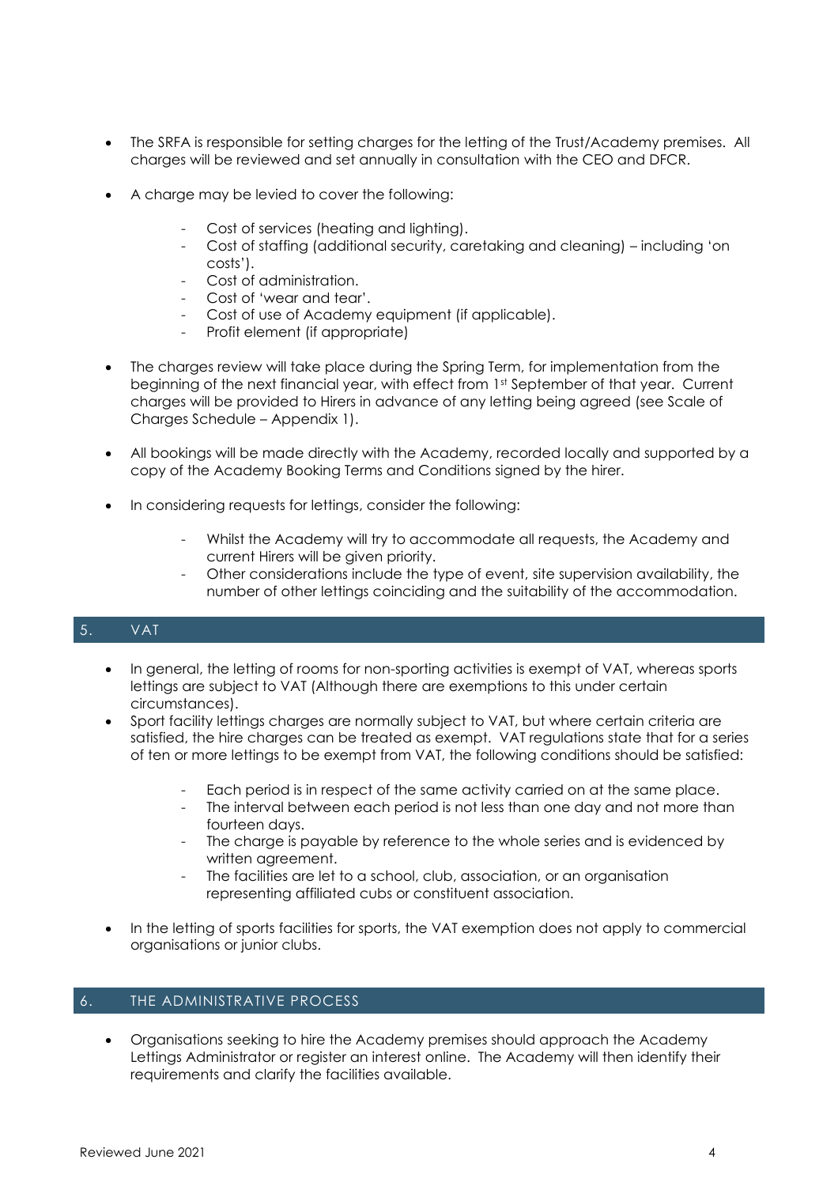- The SRFA is responsible for setting charges for the letting of the Trust/Academy premises. All charges will be reviewed and set annually in consultation with the CEO and DFCR.
- A charge may be levied to cover the following:
    - Cost of services (heating and lighting).
    - Cost of staffing (additional security, caretaking and cleaning) – including 'on costs').
    - Cost of administration.
    - Cost of 'wear and tear'.
    - Cost of use of Academy equipment (if applicable).
    - Profit element (if appropriate)
- The charges review will take place during the Spring Term, for implementation from the beginning of the next financial year, with effect from 1st September of that year. Current charges will be provided to Hirers in advance of any letting being agreed (see Scale of Charges Schedule – Appendix 1).
- All bookings will be made directly with the Academy, recorded locally and supported by a copy of the Academy Booking Terms and Conditions signed by the hirer.
- In considering requests for lettings, consider the following:
    - Whilst the Academy will try to accommodate all requests, the Academy and current Hirers will be given priority.
    - Other considerations include the type of event, site supervision availability, the number of other lettings coinciding and the suitability of the accommodation.

## 5. VAT

- In general, the letting of rooms for non-sporting activities is exempt of VAT, whereas sports lettings are subject to VAT (Although there are exemptions to this under certain circumstances).
- Sport facility lettings charges are normally subject to VAT, but where certain criteria are satisfied, the hire charges can be treated as exempt. VAT regulations state that for a series of ten or more lettings to be exempt from VAT, the following conditions should be satisfied:
    - Each period is in respect of the same activity carried on at the same place.
    - The interval between each period is not less than one day and not more than fourteen days.
    - The charge is payable by reference to the whole series and is evidenced by written agreement.
    - The facilities are let to a school, club, association, or an organisation representing affiliated cubs or constituent association.
- In the letting of sports facilities for sports, the VAT exemption does not apply to commercial organisations or junior clubs.

## 6. THE ADMINISTRATIVE PROCESS

- Organisations seeking to hire the Academy premises should approach the Academy Lettings Administrator or register an interest online. The Academy will then identify their requirements and clarify the facilities available.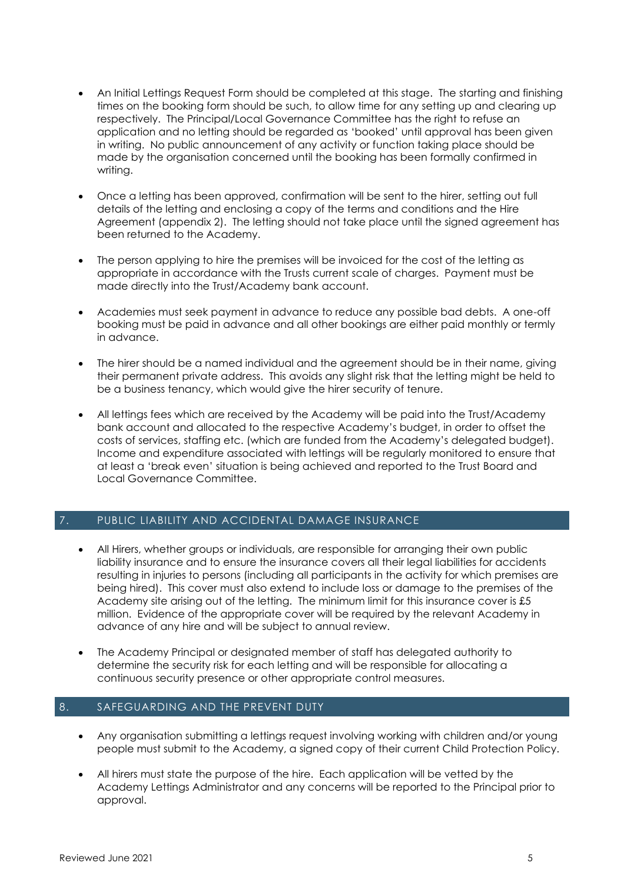- An Initial Lettings Request Form should be completed at this stage. The starting and finishing times on the booking form should be such, to allow time for any setting up and clearing up respectively. The Principal/Local Governance Committee has the right to refuse an application and no letting should be regarded as 'booked' until approval has been given in writing. No public announcement of any activity or function taking place should be made by the organisation concerned until the booking has been formally confirmed in writing.

- Once a letting has been approved, confirmation will be sent to the hirer, setting out full details of the letting and enclosing a copy of the terms and conditions and the Hire Agreement (appendix 2). The letting should not take place until the signed agreement has been returned to the Academy.

- The person applying to hire the premises will be invoiced for the cost of the letting as appropriate in accordance with the Trusts current scale of charges. Payment must be made directly into the Trust/Academy bank account.

- Academies must seek payment in advance to reduce any possible bad debts. A one-off booking must be paid in advance and all other bookings are either paid monthly or termly in advance.

- The hirer should be a named individual and the agreement should be in their name, giving their permanent private address. This avoids any slight risk that the letting might be held to be a business tenancy, which would give the hirer security of tenure.

- All lettings fees which are received by the Academy will be paid into the Trust/Academy bank account and allocated to the respective Academy's budget, in order to offset the costs of services, staffing etc. (which are funded from the Academy's delegated budget). Income and expenditure associated with lettings will be regularly monitored to ensure that at least a 'break even' situation is being achieved and reported to the Trust Board and Local Governance Committee.

## 7. PUBLIC LIABILITY AND ACCIDENTAL DAMAGE INSURANCE

- All Hirers, whether groups or individuals, are responsible for arranging their own public liability insurance and to ensure the insurance covers all their legal liabilities for accidents resulting in injuries to persons (including all participants in the activity for which premises are being hired). This cover must also extend to include loss or damage to the premises of the Academy site arising out of the letting. The minimum limit for this insurance cover is £5 million. Evidence of the appropriate cover will be required by the relevant Academy in advance of any hire and will be subject to annual review.

- The Academy Principal or designated member of staff has delegated authority to determine the security risk for each letting and will be responsible for allocating a continuous security presence or other appropriate control measures.

## 8. SAFEGUARDING AND THE PREVENT DUTY

- Any organisation submitting a lettings request involving working with children and/or young people must submit to the Academy, a signed copy of their current Child Protection Policy.

- All hirers must state the purpose of the hire. Each application will be vetted by the Academy Lettings Administrator and any concerns will be reported to the Principal prior to approval.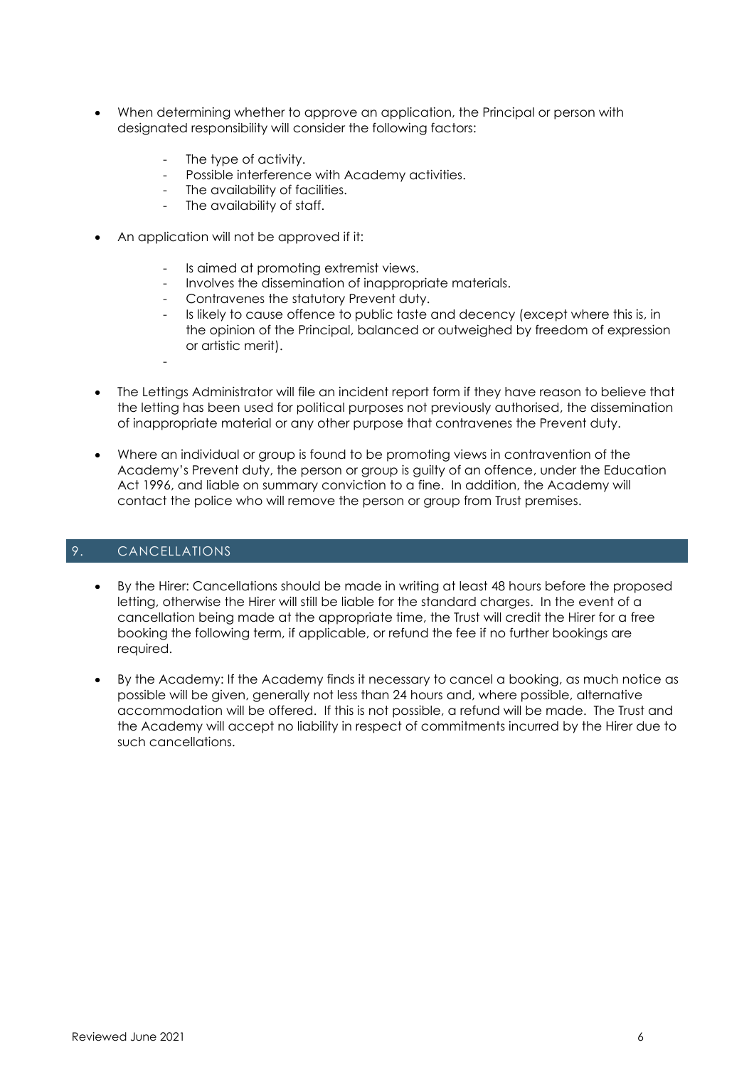- When determining whether to approve an application, the Principal or person with designated responsibility will consider the following factors:
    - The type of activity.
    - Possible interference with Academy activities.
    - The availability of facilities.
    - The availability of staff.
- An application will not be approved if it:
    - Is aimed at promoting extremist views.
    - Involves the dissemination of inappropriate materials.
    - Contravenes the statutory Prevent duty.
    - Is likely to cause offence to public taste and decency (except where this is, in the opinion of the Principal, balanced or outweighed by freedom of expression or artistic merit).
- The Lettings Administrator will file an incident report form if they have reason to believe that the letting has been used for political purposes not previously authorised, the dissemination of inappropriate material or any other purpose that contravenes the Prevent duty.
- Where an individual or group is found to be promoting views in contravention of the Academy's Prevent duty, the person or group is guilty of an offence, under the Education Act 1996, and liable on summary conviction to a fine. In addition, the Academy will contact the police who will remove the person or group from Trust premises.

## 9. CANCELLATIONS

- By the Hirer: Cancellations should be made in writing at least 48 hours before the proposed letting, otherwise the Hirer will still be liable for the standard charges. In the event of a cancellation being made at the appropriate time, the Trust will credit the Hirer for a free booking the following term, if applicable, or refund the fee if no further bookings are required.
- By the Academy: If the Academy finds it necessary to cancel a booking, as much notice as possible will be given, generally not less than 24 hours and, where possible, alternative accommodation will be offered. If this is not possible, a refund will be made. The Trust and the Academy will accept no liability in respect of commitments incurred by the Hirer due to such cancellations.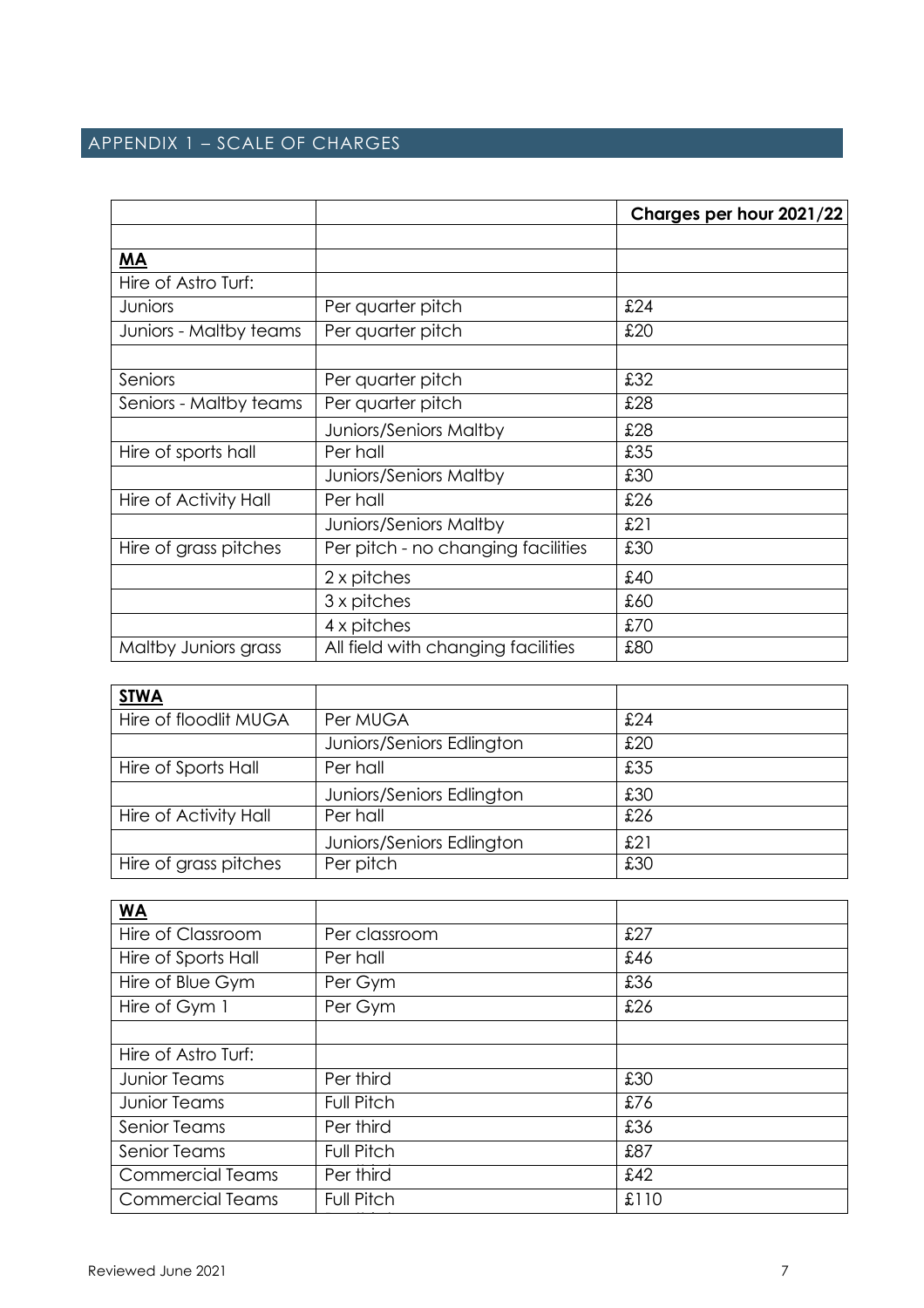## APPENDIX 1 – SCALE OF CHARGES

| | | **Charges per hour 2021/22** |
|---|---|---|
| | | |
| **MA** | | |
| Hire of Astro Turf: | | |
| Juniors | Per quarter pitch | £24 |
| Juniors - Maltby teams | Per quarter pitch | £20 |
| | | |
| Seniors | Per quarter pitch | £32 |
| Seniors - Maltby teams | Per quarter pitch | £28 |
| | Juniors/Seniors Maltby | £28 |
| Hire of sports hall | Per hall | £35 |
| | Juniors/Seniors Maltby | £30 |
| Hire of Activity Hall | Per hall | £26 |
| | Juniors/Seniors Maltby | £21 |
| Hire of grass pitches | Per pitch - no changing facilities | £30 |
| | 2 x pitches | £40 |
| | 3 x pitches | £60 |
| | 4 x pitches | £70 |
| Maltby Juniors grass | All field with changing facilities | £80 |

| | | |
|---|---|---|
| **STWA** | | |
| Hire of floodlit MUGA | Per MUGA | £24 |
| | Juniors/Seniors Edlington | £20 |
| Hire of Sports Hall | Per hall | £35 |
| | Juniors/Seniors Edlington | £30 |
| Hire of Activity Hall | Per hall | £26 |
| | Juniors/Seniors Edlington | £21 |
| Hire of grass pitches | Per pitch | £30 |

| | | |
|---|---|---|
| **WA** | | |
| Hire of Classroom | Per classroom | £27 |
| Hire of Sports Hall | Per hall | £46 |
| Hire of Blue Gym | Per Gym | £36 |
| Hire of Gym 1 | Per Gym | £26 |
| | | |
| Hire of Astro Turf: | | |
| Junior Teams | Per third | £30 |
| Junior Teams | Full Pitch | £76 |
| Senior Teams | Per third | £36 |
| Senior Teams | Full Pitch | £87 |
| Commercial Teams | Per third | £42 |
| Commercial Teams | Full Pitch | £110 |

Reviewed June 2021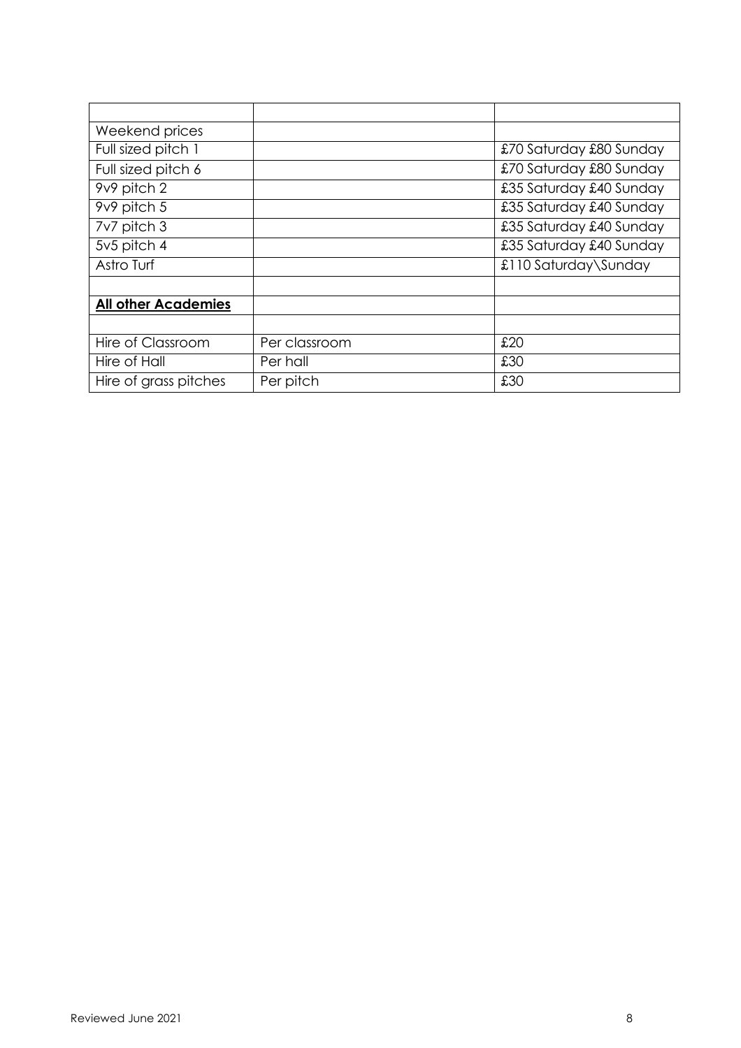| | | |
|---|---|---|
| Weekend prices | | |
| Full sized pitch 1 | | £70 Saturday £80 Sunday |
| Full sized pitch 6 | | £70 Saturday £80 Sunday |
| 9v9 pitch 2 | | £35 Saturday £40 Sunday |
| 9v9 pitch 5 | | £35 Saturday £40 Sunday |
| 7v7 pitch 3 | | £35 Saturday £40 Sunday |
| 5v5 pitch 4 | | £35 Saturday £40 Sunday |
| Astro Turf | | £110 Saturday\Sunday |
| | | |
| **All other Academies** | | |
| | | |
| Hire of Classroom | Per classroom | £20 |
| Hire of Hall | Per hall | £30 |
| Hire of grass pitches | Per pitch | £30 |

Reviewed June 2021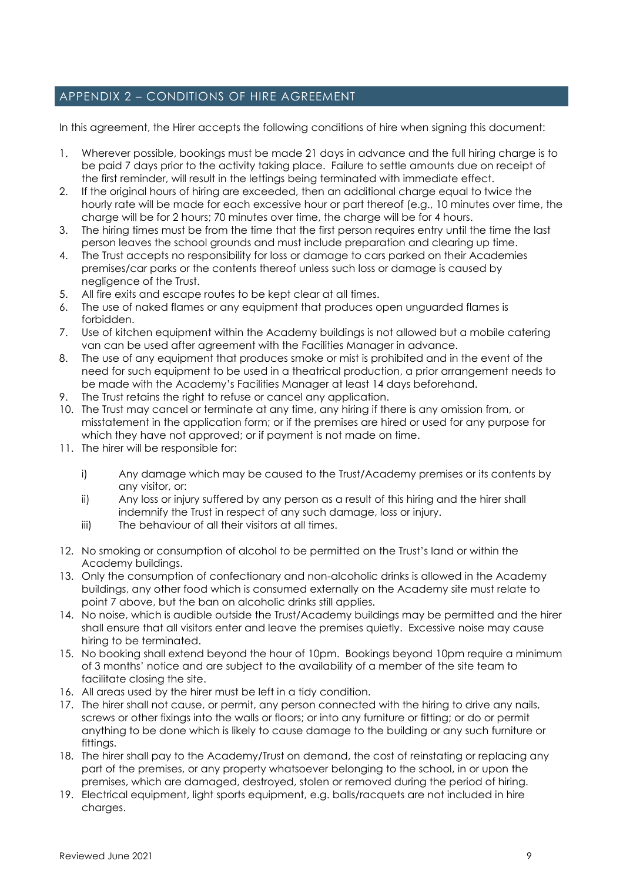## APPENDIX 2 – CONDITIONS OF HIRE AGREEMENT

In this agreement, the Hirer accepts the following conditions of hire when signing this document:

1. Wherever possible, bookings must be made 21 days in advance and the full hiring charge is to be paid 7 days prior to the activity taking place. Failure to settle amounts due on receipt of the first reminder, will result in the lettings being terminated with immediate effect.
2. If the original hours of hiring are exceeded, then an additional charge equal to twice the hourly rate will be made for each excessive hour or part thereof (e.g., 10 minutes over time, the charge will be for 2 hours; 70 minutes over time, the charge will be for 4 hours.
3. The hiring times must be from the time that the first person requires entry until the time the last person leaves the school grounds and must include preparation and clearing up time.
4. The Trust accepts no responsibility for loss or damage to cars parked on their Academies premises/car parks or the contents thereof unless such loss or damage is caused by negligence of the Trust.
5. All fire exits and escape routes to be kept clear at all times.
6. The use of naked flames or any equipment that produces open unguarded flames is forbidden.
7. Use of kitchen equipment within the Academy buildings is not allowed but a mobile catering van can be used after agreement with the Facilities Manager in advance.
8. The use of any equipment that produces smoke or mist is prohibited and in the event of the need for such equipment to be used in a theatrical production, a prior arrangement needs to be made with the Academy's Facilities Manager at least 14 days beforehand.
9. The Trust retains the right to refuse or cancel any application.
10. The Trust may cancel or terminate at any time, any hiring if there is any omission from, or misstatement in the application form; or if the premises are hired or used for any purpose for which they have not approved; or if payment is not made on time.
11. The hirer will be responsible for:

    i) Any damage which may be caused to the Trust/Academy premises or its contents by any visitor, or:
    
    ii) Any loss or injury suffered by any person as a result of this hiring and the hirer shall indemnify the Trust in respect of any such damage, loss or injury.
    
    iii) The behaviour of all their visitors at all times.

12. No smoking or consumption of alcohol to be permitted on the Trust's land or within the Academy buildings.
13. Only the consumption of confectionary and non-alcoholic drinks is allowed in the Academy buildings, any other food which is consumed externally on the Academy site must relate to point 7 above, but the ban on alcoholic drinks still applies.
14. No noise, which is audible outside the Trust/Academy buildings may be permitted and the hirer shall ensure that all visitors enter and leave the premises quietly. Excessive noise may cause hiring to be terminated.
15. No booking shall extend beyond the hour of 10pm. Bookings beyond 10pm require a minimum of 3 months' notice and are subject to the availability of a member of the site team to facilitate closing the site.
16. All areas used by the hirer must be left in a tidy condition.
17. The hirer shall not cause, or permit, any person connected with the hiring to drive any nails, screws or other fixings into the walls or floors; or into any furniture or fitting; or do or permit anything to be done which is likely to cause damage to the building or any such furniture or fittings.
18. The hirer shall pay to the Academy/Trust on demand, the cost of reinstating or replacing any part of the premises, or any property whatsoever belonging to the school, in or upon the premises, which are damaged, destroyed, stolen or removed during the period of hiring.
19. Electrical equipment, light sports equipment, e.g. balls/racquets are not included in hire charges.

Reviewed June 2021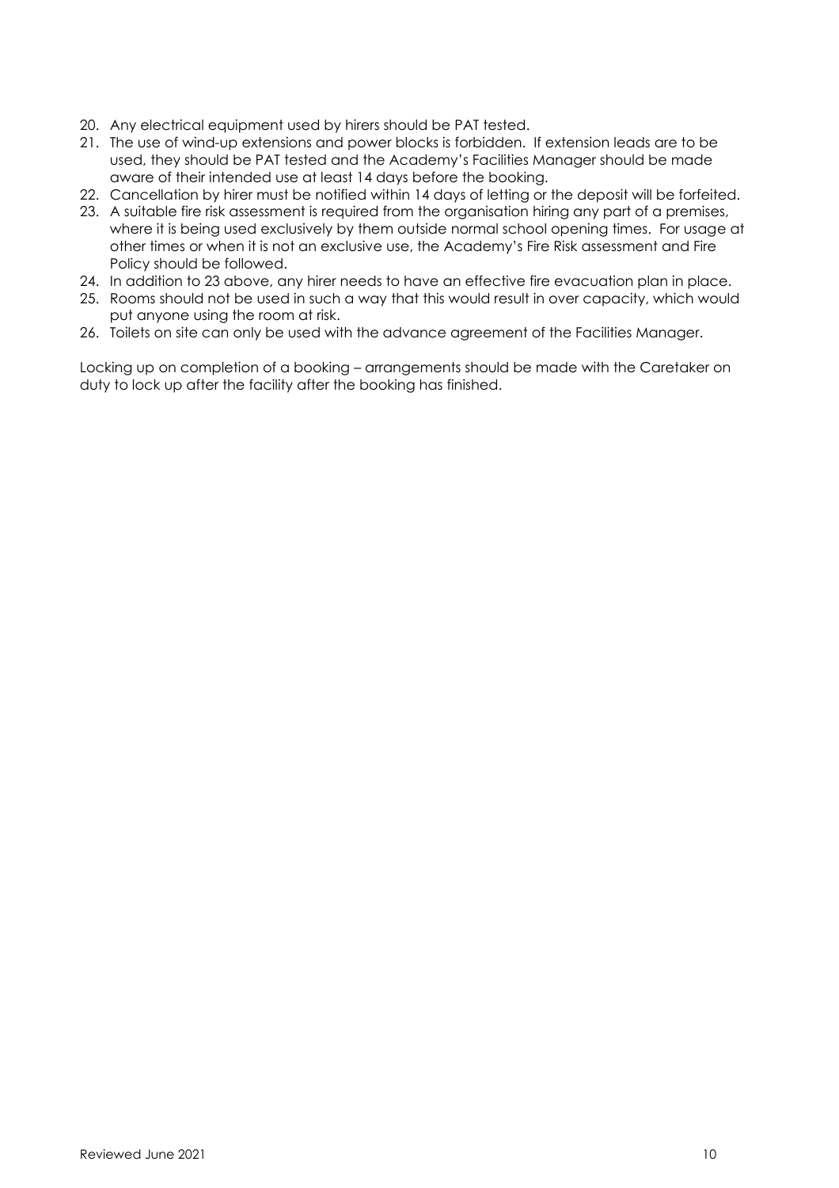20. Any electrical equipment used by hirers should be PAT tested.
21. The use of wind-up extensions and power blocks is forbidden. If extension leads are to be used, they should be PAT tested and the Academy's Facilities Manager should be made aware of their intended use at least 14 days before the booking.
22. Cancellation by hirer must be notified within 14 days of letting or the deposit will be forfeited.
23. A suitable fire risk assessment is required from the organisation hiring any part of a premises, where it is being used exclusively by them outside normal school opening times. For usage at other times or when it is not an exclusive use, the Academy's Fire Risk assessment and Fire Policy should be followed.
24. In addition to 23 above, any hirer needs to have an effective fire evacuation plan in place.
25. Rooms should not be used in such a way that this would result in over capacity, which would put anyone using the room at risk.
26. Toilets on site can only be used with the advance agreement of the Facilities Manager.

Locking up on completion of a booking – arrangements should be made with the Caretaker on duty to lock up after the facility after the booking has finished.